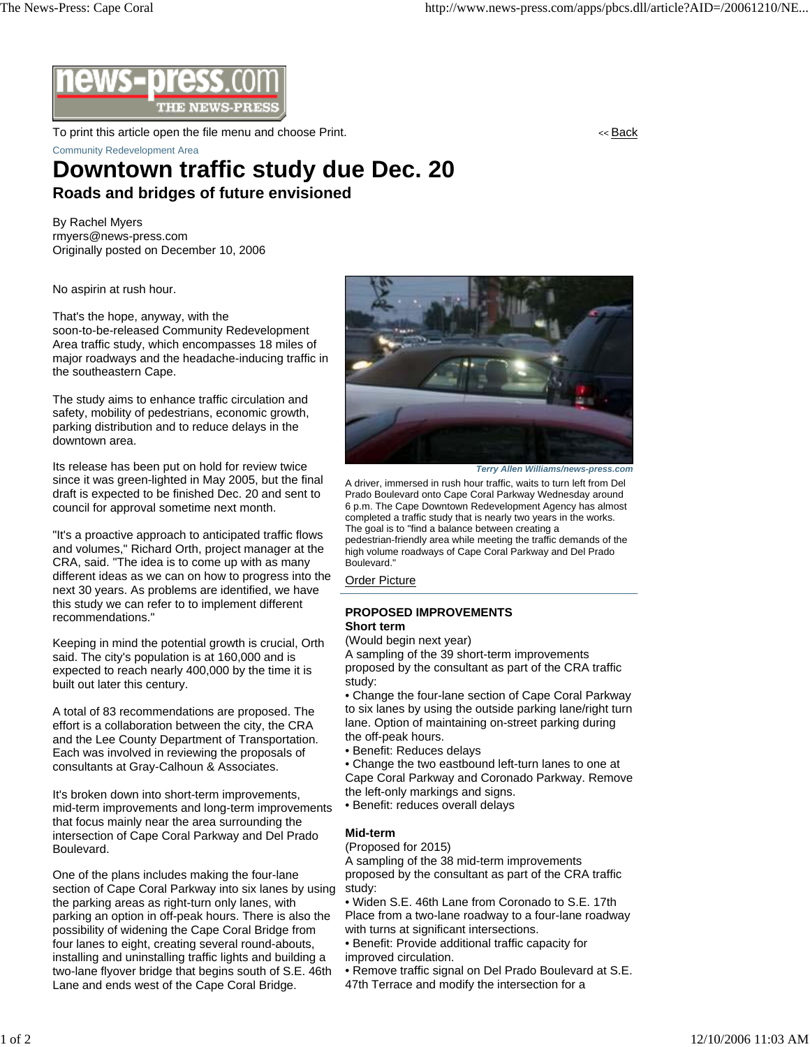To print this article open the file menu and choose Print. << Back

Community Redevelopment Area

# Downtown traffic study due Dec. 20

## Roads and bridges of future envisioned

By Rachel Myers
rmyers@news-press.com
Originally posted on December 10, 2006

No aspirin at rush hour.

That's the hope, anyway, with the soon-to-be-released Community Redevelopment Area traffic study, which encompasses 18 miles of major roadways and the headache-inducing traffic in the southeastern Cape.

The study aims to enhance traffic circulation and safety, mobility of pedestrians, economic growth, parking distribution and to reduce delays in the downtown area.

Its release has been put on hold for review twice since it was green-lighted in May 2005, but the final draft is expected to be finished Dec. 20 and sent to council for approval sometime next month.

"It's a proactive approach to anticipated traffic flows and volumes," Richard Orth, project manager at the CRA, said. "The idea is to come up with as many different ideas as we can on how to progress into the next 30 years. As problems are identified, we have this study we can refer to to implement different recommendations."

Keeping in mind the potential growth is crucial, Orth said. The city's population is at 160,000 and is expected to reach nearly 400,000 by the time it is built out later this century.

A total of 83 recommendations are proposed. The effort is a collaboration between the city, the CRA and the Lee County Department of Transportation. Each was involved in reviewing the proposals of consultants at Gray-Calhoun & Associates.

It's broken down into short-term improvements, mid-term improvements and long-term improvements that focus mainly near the area surrounding the intersection of Cape Coral Parkway and Del Prado Boulevard.

One of the plans includes making the four-lane section of Cape Coral Parkway into six lanes by using the parking areas as right-turn only lanes, with parking an option in off-peak hours. There is also the possibility of widening the Cape Coral Bridge from four lanes to eight, creating several round-abouts, installing and uninstalling traffic lights and building a two-lane flyover bridge that begins south of S.E. 46th Lane and ends west of the Cape Coral Bridge.

*Terry Allen Williams/news-press.com*

A driver, immersed in rush hour traffic, waits to turn left from Del Prado Boulevard onto Cape Coral Parkway Wednesday around 6 p.m. The Cape Downtown Redevelopment Agency has almost completed a traffic study that is nearly two years in the works. The goal is to "find a balance between creating a pedestrian-friendly area while meeting the traffic demands of the high volume roadways of Cape Coral Parkway and Del Prado Boulevard."

Order Picture

**PROPOSED IMPROVEMENTS**

**Short term**

(Would begin next year)

A sampling of the 39 short-term improvements proposed by the consultant as part of the CRA traffic study:

- Change the four-lane section of Cape Coral Parkway to six lanes by using the outside parking lane/right turn lane. Option of maintaining on-street parking during the off-peak hours.
- Benefit: Reduces delays
- Change the two eastbound left-turn lanes to one at Cape Coral Parkway and Coronado Parkway. Remove the left-only markings and signs.
- Benefit: reduces overall delays

**Mid-term**

(Proposed for 2015)

A sampling of the 38 mid-term improvements proposed by the consultant as part of the CRA traffic study:

- Widen S.E. 46th Lane from Coronado to S.E. 17th Place from a two-lane roadway to a four-lane roadway with turns at significant intersections.
- Benefit: Provide additional traffic capacity for improved circulation.
- Remove traffic signal on Del Prado Boulevard at S.E. 47th Terrace and modify the intersection for a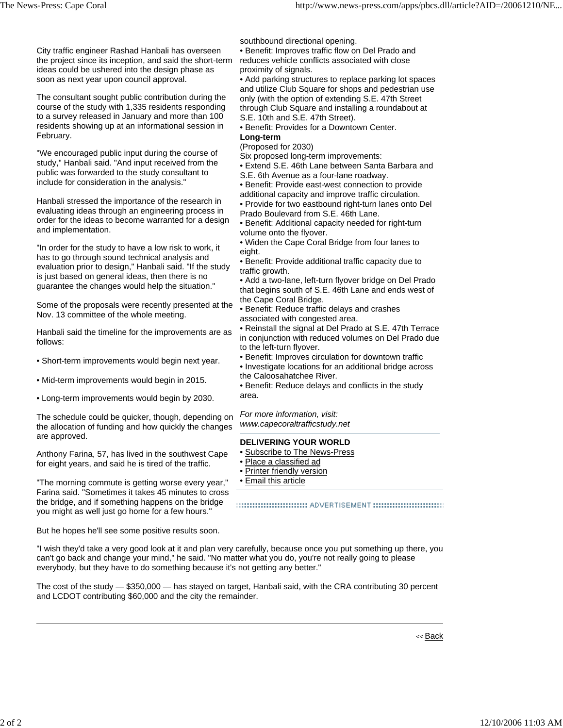City traffic engineer Rashad Hanbali has overseen the project since its inception, and said the short-term ideas could be ushered into the design phase as soon as next year upon council approval.

The consultant sought public contribution during the course of the study with 1,335 residents responding to a survey released in January and more than 100 residents showing up at an informational session in February.

"We encouraged public input during the course of study," Hanbali said. "And input received from the public was forwarded to the study consultant to include for consideration in the analysis."

Hanbali stressed the importance of the research in evaluating ideas through an engineering process in order for the ideas to become warranted for a design and implementation.

"In order for the study to have a low risk to work, it has to go through sound technical analysis and evaluation prior to design," Hanbali said. "If the study is just based on general ideas, then there is no guarantee the changes would help the situation."

Some of the proposals were recently presented at the Nov. 13 committee of the whole meeting.

Hanbali said the timeline for the improvements are as follows:

• Short-term improvements would begin next year.

• Mid-term improvements would begin in 2015.

• Long-term improvements would begin by 2030.

The schedule could be quicker, though, depending on the allocation of funding and how quickly the changes are approved.

Anthony Farina, 57, has lived in the southwest Cape for eight years, and said he is tired of the traffic.

"The morning commute is getting worse every year," Farina said. "Sometimes it takes 45 minutes to cross the bridge, and if something happens on the bridge you might as well just go home for a few hours."

But he hopes he'll see some positive results soon.

"I wish they'd take a very good look at it and plan very carefully, because once you put something up there, you can't go back and change your mind," he said. "No matter what you do, you're not really going to please everybody, but they have to do something because it's not getting any better."

The cost of the study — $350,000 — has stayed on target, Hanbali said, with the CRA contributing 30 percent and LCDOT contributing $60,000 and the city the remainder.

southbound directional opening.
• Benefit: Improves traffic flow on Del Prado and reduces vehicle conflicts associated with close proximity of signals.
• Add parking structures to replace parking lot spaces and utilize Club Square for shops and pedestrian use only (with the option of extending S.E. 47th Street through Club Square and installing a roundabout at S.E. 10th and S.E. 47th Street).
• Benefit: Provides for a Downtown Center.

**Long-term**
(Proposed for 2030)
Six proposed long-term improvements:
• Extend S.E. 46th Lane between Santa Barbara and S.E. 6th Avenue as a four-lane roadway.
• Benefit: Provide east-west connection to provide additional capacity and improve traffic circulation.
• Provide for two eastbound right-turn lanes onto Del Prado Boulevard from S.E. 46th Lane.
• Benefit: Additional capacity needed for right-turn volume onto the flyover.
• Widen the Cape Coral Bridge from four lanes to eight.
• Benefit: Provide additional traffic capacity due to traffic growth.
• Add a two-lane, left-turn flyover bridge on Del Prado that begins south of S.E. 46th Lane and ends west of the Cape Coral Bridge.
• Benefit: Reduce traffic delays and crashes associated with congested area.
• Reinstall the signal at Del Prado at S.E. 47th Terrace in conjunction with reduced volumes on Del Prado due to the left-turn flyover.
• Benefit: Improves circulation for downtown traffic
• Investigate locations for an additional bridge across the Caloosahatchee River.
• Benefit: Reduce delays and conflicts in the study area.

*For more information, visit: www.capecoraltrafficstudy.net*

**DELIVERING YOUR WORLD**
• Subscribe to The News-Press
• Place a classified ad
• Printer friendly version
• Email this article

ADVERTISEMENT

<< Back